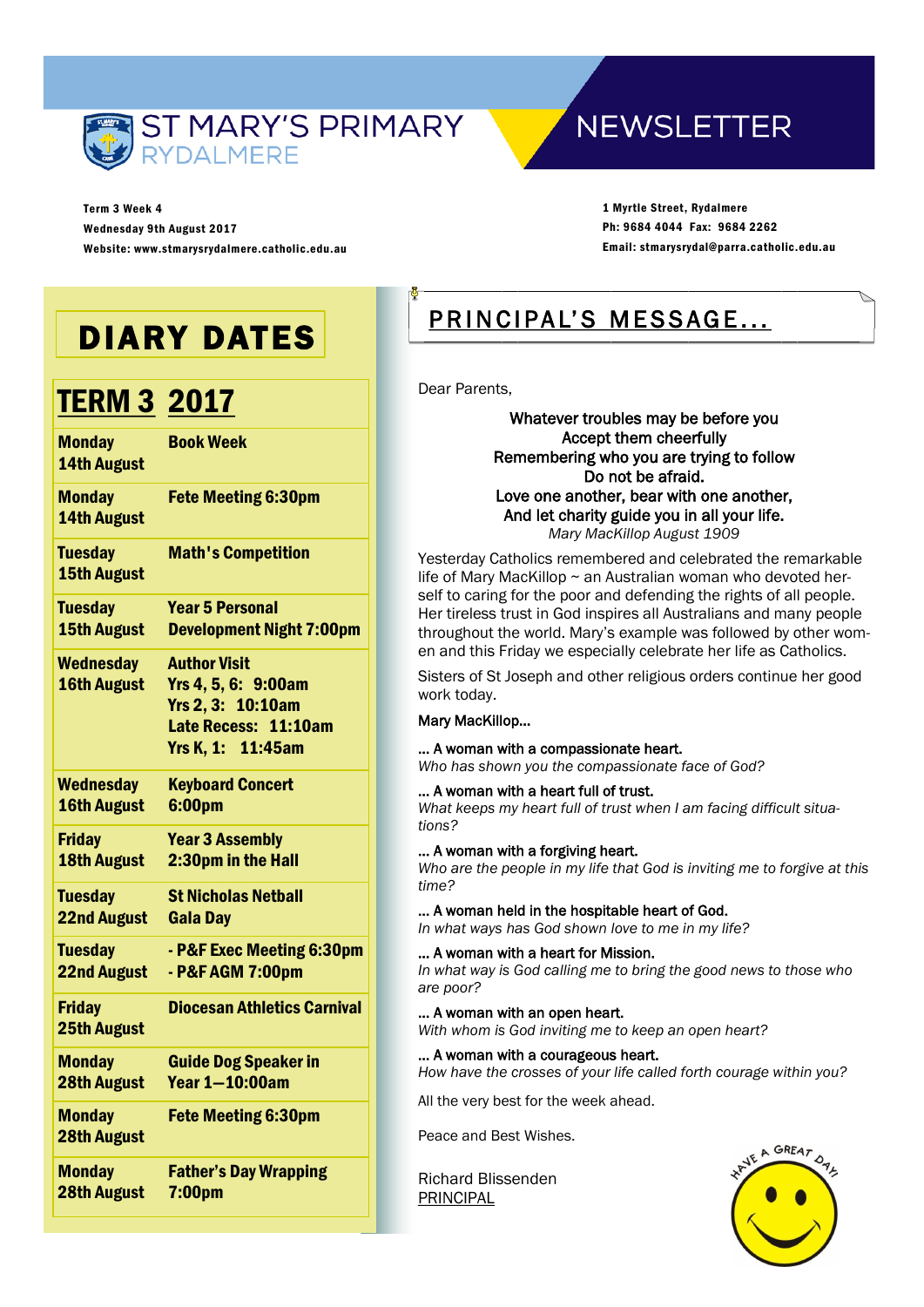# ST MARY'S PRIMARY RYDALMERE

# NEWSLETTER

Term 3 Week 4
Wednesday 9th August 2017
Website: www.stmarysrydalmere.catholic.edu.au

1 Myrtle Street, Rydalmere
Ph: 9684 4044 Fax: 9684 2262
Email: stmarysrydal@parra.catholic.edu.au

## DIARY DATES

### TERM 3 2017

| Date | Event |
| --- | --- |
| **Monday 14th August** | **Book Week** |
| **Monday 14th August** | **Fete Meeting 6:30pm** |
| **Tuesday 15th August** | **Math's Competition** |
| **Tuesday 15th August** | **Year 5 Personal Development Night 7:00pm** |
| **Wednesday 16th August** | **Author Visit**<br>**Yrs 4, 5, 6: 9:00am**<br>**Yrs 2, 3: 10:10am**<br>**Late Recess: 11:10am**<br>**Yrs K, 1: 11:45am** |
| **Wednesday 16th August** | **Keyboard Concert 6:00pm** |
| **Friday 18th August** | **Year 3 Assembly 2:30pm in the Hall** |
| **Tuesday 22nd August** | **St Nicholas Netball Gala Day** |
| **Tuesday 22nd August** | **- P&F Exec Meeting 6:30pm**<br>**- P&F AGM 7:00pm** |
| **Friday 25th August** | **Diocesan Athletics Carnival** |
| **Monday 28th August** | **Guide Dog Speaker in Year 1—10:00am** |
| **Monday 28th August** | **Fete Meeting 6:30pm** |
| **Monday 28th August** | **Father's Day Wrapping 7:00pm** |

## PRINCIPAL'S MESSAGE...

Dear Parents,

Whatever troubles may be before you
Accept them cheerfully
Remembering who you are trying to follow
Do not be afraid.
Love one another, bear with one another,
And let charity guide you in all your life.
*Mary MacKillop August 1909*

Yesterday Catholics remembered and celebrated the remarkable life of Mary MacKillop ~ an Australian woman who devoted herself to caring for the poor and defending the rights of all people. Her tireless trust in God inspires all Australians and many people throughout the world. Mary's example was followed by other women and this Friday we especially celebrate her life as Catholics.

Sisters of St Joseph and other religious orders continue her good work today.

Mary MacKillop...

... A woman with a compassionate heart.
*Who has shown you the compassionate face of God?*

... A woman with a heart full of trust.
*What keeps my heart full of trust when I am facing difficult situations?*

... A woman with a forgiving heart.
*Who are the people in my life that God is inviting me to forgive at this time?*

... A woman held in the hospitable heart of God.
*In what ways has God shown love to me in my life?*

... A woman with a heart for Mission.
*In what way is God calling me to bring the good news to those who are poor?*

... A woman with an open heart.
*With whom is God inviting me to keep an open heart?*

... A woman with a courageous heart.
*How have the crosses of your life called forth courage within you?*

All the very best for the week ahead.

Peace and Best Wishes.

Richard Blissenden
PRINCIPAL

HAVE A GREAT DAY!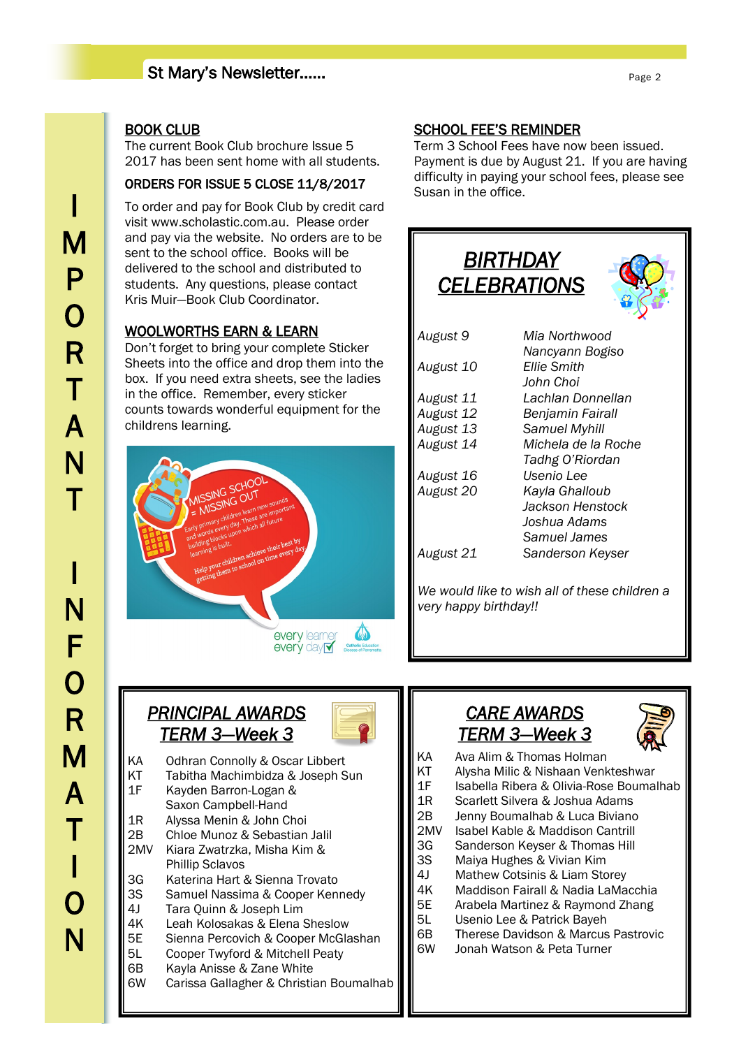IMPORTANT INFORMATION

## BOOK CLUB

The current Book Club brochure Issue 5 2017 has been sent home with all students.

### ORDERS FOR ISSUE 5 CLOSE 11/8/2017

To order and pay for Book Club by credit card visit www.scholastic.com.au. Please order and pay via the website. No orders are to be sent to the school office. Books will be delivered to the school and distributed to students. Any questions, please contact Kris Muir—Book Club Coordinator.

## WOOLWORTHS EARN & LEARN

Don't forget to bring your complete Sticker Sheets into the office and drop them into the box. If you need extra sheets, see the ladies in the office. Remember, every sticker counts towards wonderful equipment for the childrens learning.

MISSING SCHOOL = MISSING OUT

Early primary children learn new sounds and words every day. These are important building blocks upon which all future learning is built.

Help your children achieve their best by getting them to school on time every day.

every learner every day

## SCHOOL FEE'S REMINDER

Term 3 School Fees have now been issued. Payment is due by August 21. If you are having difficulty in paying your school fees, please see Susan in the office.

## *BIRTHDAY CELEBRATIONS*

| | |
|---|---|
| *August 9* | *Mia Northwood* |
| | *Nancyann Bogiso* |
| *August 10* | *Ellie Smith* |
| | *John Choi* |
| *August 11* | *Lachlan Donnellan* |
| *August 12* | *Benjamin Fairall* |
| *August 13* | *Samuel Myhill* |
| *August 14* | *Michela de la Roche* |
| | *Tadhg O'Riordan* |
| *August 16* | *Usenio Lee* |
| *August 20* | *Kayla Ghalloub* |
| | *Jackson Henstock* |
| | *Joshua Adams* |
| | *Samuel James* |
| *August 21* | *Sanderson Keyser* |

*We would like to wish all of these children a very happy birthday!!*

## *PRINCIPAL AWARDS TERM 3—Week 3*

| | |
|---|---|
| KA | Odhran Connolly & Oscar Libbert |
| KT | Tabitha Machimbidza & Joseph Sun |
| 1F | Kayden Barron-Logan & Saxon Campbell-Hand |
| 1R | Alyssa Menin & John Choi |
| 2B | Chloe Munoz & Sebastian Jalil |
| 2MV | Kiara Zwatrzka, Misha Kim & Phillip Sclavos |
| 3G | Katerina Hart & Sienna Trovato |
| 3S | Samuel Nassima & Cooper Kennedy |
| 4J | Tara Quinn & Joseph Lim |
| 4K | Leah Kolosakas & Elena Sheslow |
| 5E | Sienna Percovich & Cooper McGlashan |
| 5L | Cooper Twyford & Mitchell Peaty |
| 6B | Kayla Anisse & Zane White |
| 6W | Carissa Gallagher & Christian Boumalhab |

## *CARE AWARDS TERM 3—Week 3*

| | |
|---|---|
| KA | Ava Alim & Thomas Holman |
| KT | Alysha Milic & Nishaan Venkteshwar |
| 1F | Isabella Ribera & Olivia-Rose Boumalhab |
| 1R | Scarlett Silvera & Joshua Adams |
| 2B | Jenny Boumalhab & Luca Biviano |
| 2MV | Isabel Kable & Maddison Cantrill |
| 3G | Sanderson Keyser & Thomas Hill |
| 3S | Maiya Hughes & Vivian Kim |
| 4J | Mathew Cotsinis & Liam Storey |
| 4K | Maddison Fairall & Nadia LaMacchia |
| 5E | Arabela Martinez & Raymond Zhang |
| 5L | Usenio Lee & Patrick Bayeh |
| 6B | Therese Davidson & Marcus Pastrovic |
| 6W | Jonah Watson & Peta Turner |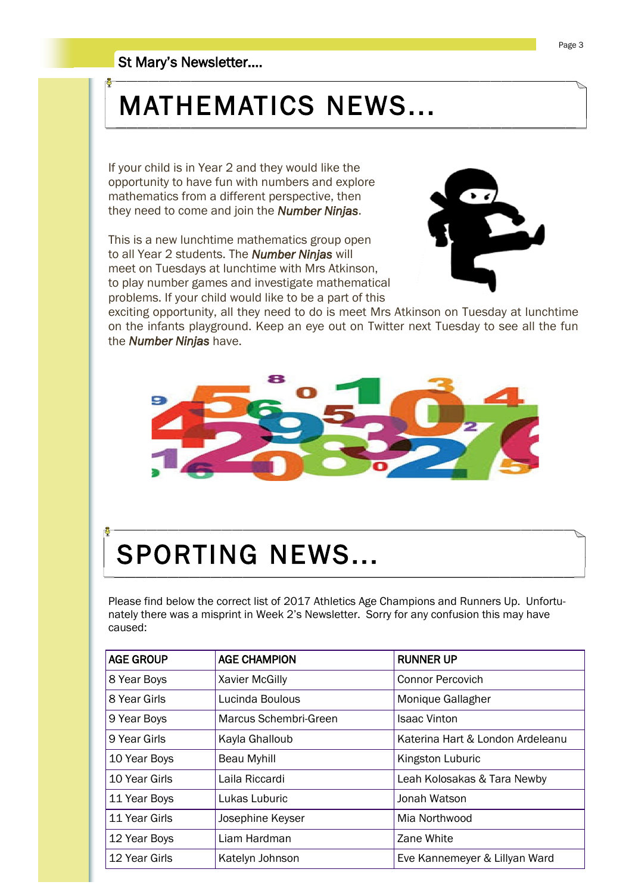# MATHEMATICS NEWS...

If your child is in Year 2 and they would like the opportunity to have fun with numbers and explore mathematics from a different perspective, then they need to come and join the ***Number Ninjas***.

This is a new lunchtime mathematics group open to all Year 2 students. The ***Number Ninjas*** will meet on Tuesdays at lunchtime with Mrs Atkinson, to play number games and investigate mathematical problems. If your child would like to be a part of this exciting opportunity, all they need to do is meet Mrs Atkinson on Tuesday at lunchtime on the infants playground. Keep an eye out on Twitter next Tuesday to see all the fun the ***Number Ninjas*** have.

# SPORTING NEWS...

Please find below the correct list of 2017 Athletics Age Champions and Runners Up. Unfortunately there was a misprint in Week 2's Newsletter. Sorry for any confusion this may have caused:

| AGE GROUP | AGE CHAMPION | RUNNER UP |
|---|---|---|
| 8 Year Boys | Xavier McGilly | Connor Percovich |
| 8 Year Girls | Lucinda Boulous | Monique Gallagher |
| 9 Year Boys | Marcus Schembri-Green | Isaac Vinton |
| 9 Year Girls | Kayla Ghalloub | Katerina Hart & London Ardeleanu |
| 10 Year Boys | Beau Myhill | Kingston Luburic |
| 10 Year Girls | Laila Riccardi | Leah Kolosakas & Tara Newby |
| 11 Year Boys | Lukas Luburic | Jonah Watson |
| 11 Year Girls | Josephine Keyser | Mia Northwood |
| 12 Year Boys | Liam Hardman | Zane White |
| 12 Year Girls | Katelyn Johnson | Eve Kannemeyer & Lillyan Ward |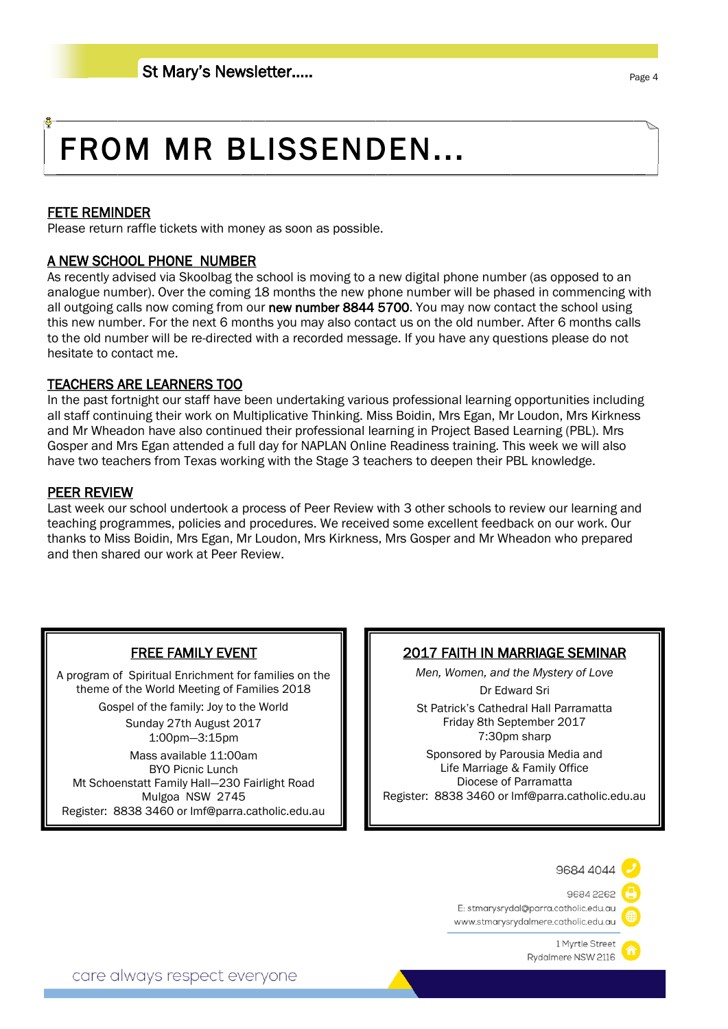# FROM MR BLISSENDEN...

## FETE REMINDER

Please return raffle tickets with money as soon as possible.

## A NEW SCHOOL PHONE NUMBER

As recently advised via Skoolbag the school is moving to a new digital phone number (as opposed to an analogue number). Over the coming 18 months the new phone number will be phased in commencing with all outgoing calls now coming from our **new number 8844 5700**. You may now contact the school using this new number. For the next 6 months you may also contact us on the old number. After 6 months calls to the old number will be re-directed with a recorded message. If you have any questions please do not hesitate to contact me.

## TEACHERS ARE LEARNERS TOO

In the past fortnight our staff have been undertaking various professional learning opportunities including all staff continuing their work on Multiplicative Thinking. Miss Boidin, Mrs Egan, Mr Loudon, Mrs Kirkness and Mr Wheadon have also continued their professional learning in Project Based Learning (PBL). Mrs Gosper and Mrs Egan attended a full day for NAPLAN Online Readiness training. This week we will also have two teachers from Texas working with the Stage 3 teachers to deepen their PBL knowledge.

## PEER REVIEW

Last week our school undertook a process of Peer Review with 3 other schools to review our learning and teaching programmes, policies and procedures. We received some excellent feedback on our work. Our thanks to Miss Boidin, Mrs Egan, Mr Loudon, Mrs Kirkness, Mrs Gosper and Mr Wheadon who prepared and then shared our work at Peer Review.

## FREE FAMILY EVENT

A program of Spiritual Enrichment for families on the theme of the World Meeting of Families 2018

Gospel of the family: Joy to the World

Sunday 27th August 2017
1:00pm—3:15pm

Mass available 11:00am
BYO Picnic Lunch
Mt Schoenstatt Family Hall—230 Fairlight Road
Mulgoa NSW 2745
Register: 8838 3460 or lmf@parra.catholic.edu.au

## 2017 FAITH IN MARRIAGE SEMINAR

*Men, Women, and the Mystery of Love*

Dr Edward Sri

St Patrick's Cathedral Hall Parramatta
Friday 8th September 2017
7:30pm sharp

Sponsored by Parousia Media and
Life Marriage & Family Office
Diocese of Parramatta
Register: 8838 3460 or lmf@parra.catholic.edu.au

9684 4044

9684 2262

E: stmarysrydal@parra.catholic.edu.au
www.stmarysrydalmere.catholic.edu.au

1 Myrtle Street
Rydalmere NSW 2116

care always respect everyone